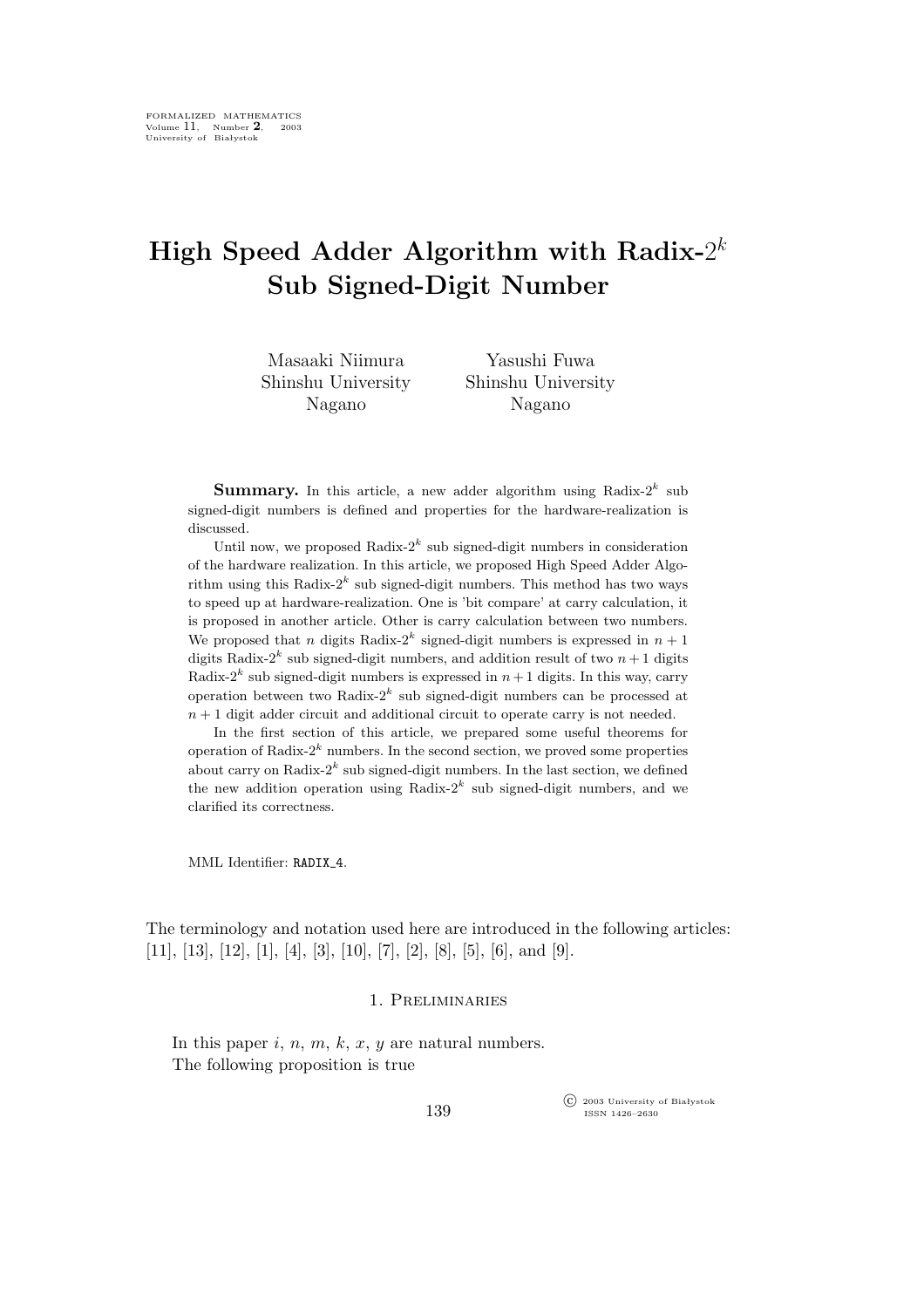# High Speed Adder Algorithm with Radix-$2^k$ Sub Signed-Digit Number

Masaaki Niimura
Shinshu University
Nagano

Yasushi Fuwa
Shinshu University
Nagano

**Summary.** In this article, a new adder algorithm using Radix-$2^k$ sub signed-digit numbers is defined and properties for the hardware-realization is discussed.

Until now, we proposed Radix-$2^k$ sub signed-digit numbers in consideration of the hardware realization. In this article, we proposed High Speed Adder Algorithm using this Radix-$2^k$ sub signed-digit numbers. This method has two ways to speed up at hardware-realization. One is 'bit compare' at carry calculation, it is proposed in another article. Other is carry calculation between two numbers. We proposed that $n$ digits Radix-$2^k$ signed-digit numbers is expressed in $n+1$ digits Radix-$2^k$ sub signed-digit numbers, and addition result of two $n+1$ digits Radix-$2^k$ sub signed-digit numbers is expressed in $n+1$ digits. In this way, carry operation between two Radix-$2^k$ sub signed-digit numbers can be processed at $n+1$ digit adder circuit and additional circuit to operate carry is not needed.

In the first section of this article, we prepared some useful theorems for operation of Radix-$2^k$ numbers. In the second section, we proved some properties about carry on Radix-$2^k$ sub signed-digit numbers. In the last section, we defined the new addition operation using Radix-$2^k$ sub signed-digit numbers, and we clarified its correctness.

MML Identifier: RADIX_4.

The terminology and notation used here are introduced in the following articles: [11], [13], [12], [1], [4], [3], [10], [7], [2], [8], [5], [6], and [9].

## 1. Preliminaries

In this paper $i$, $n$, $m$, $k$, $x$, $y$ are natural numbers.

The following proposition is true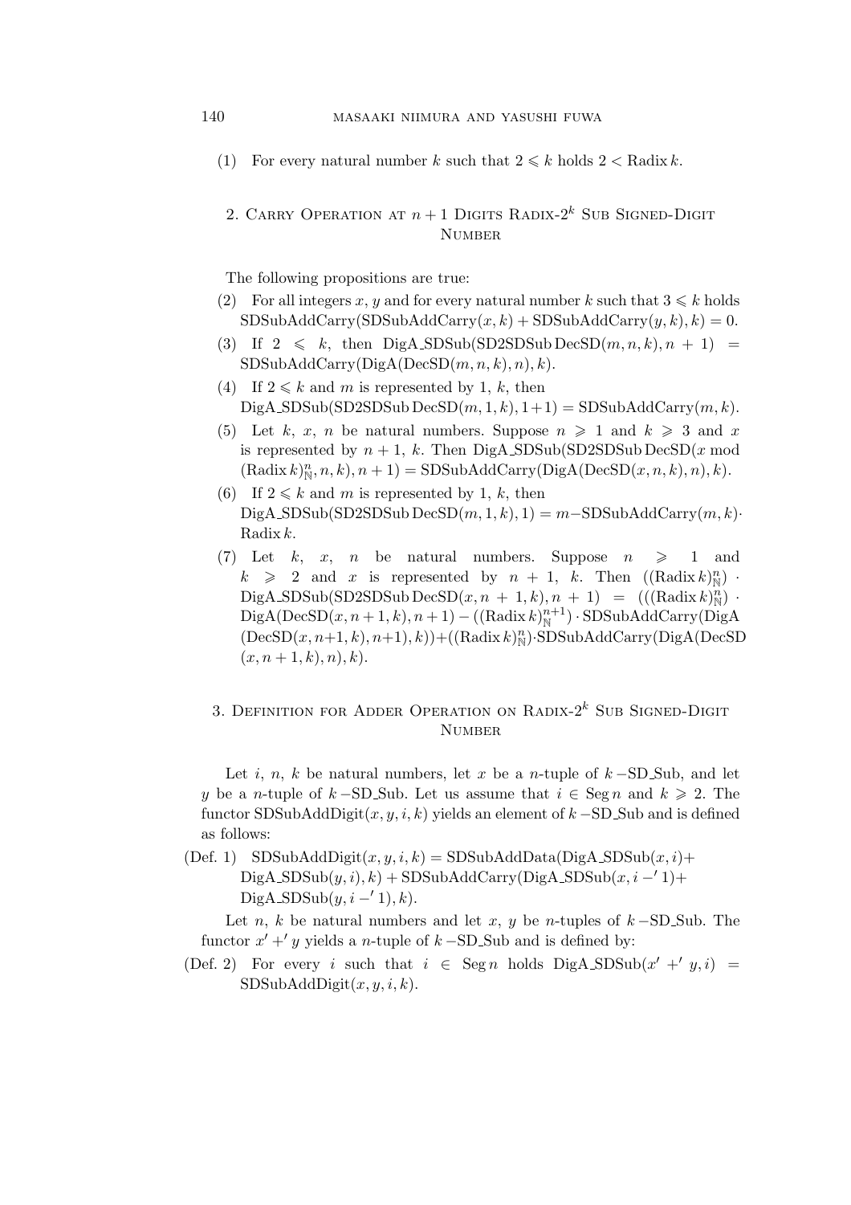(1) For every natural number $k$ such that $2 \leqslant k$ holds $2 < \text{Radix}\, k$.

## 2. Carry Operation at $n+1$ Digits Radix-$2^k$ Sub Signed-Digit Number

The following propositions are true:

(2) For all integers $x$, $y$ and for every natural number $k$ such that $3 \leqslant k$ holds $\text{SDSubAddCarry}(\text{SDSubAddCarry}(x, k) + \text{SDSubAddCarry}(y, k), k) = 0$.

(3) If $2 \leqslant k$, then $\text{DigA\_SDSub}(\text{SD2SDSubDecSD}(m, n, k), n + 1) = \text{SDSubAddCarry}(\text{DigA}(\text{DecSD}(m, n, k), n), k)$.

(4) If $2 \leqslant k$ and $m$ is represented by 1, $k$, then $\text{DigA\_SDSub}(\text{SD2SDSubDecSD}(m, 1, k), 1+1) = \text{SDSubAddCarry}(m, k)$.

(5) Let $k$, $x$, $n$ be natural numbers. Suppose $n \geqslant 1$ and $k \geqslant 3$ and $x$ is represented by $n + 1$, $k$. Then $\text{DigA\_SDSub}(\text{SD2SDSubDecSD}(x \bmod (\text{Radix}\, k)^n_{\mathbb{N}}, n, k), n + 1) = \text{SDSubAddCarry}(\text{DigA}(\text{DecSD}(x, n, k), n), k)$.

(6) If $2 \leqslant k$ and $m$ is represented by 1, $k$, then $\text{DigA\_SDSub}(\text{SD2SDSubDecSD}(m, 1, k), 1) = m - \text{SDSubAddCarry}(m, k) \cdot \text{Radix}\, k$.

(7) Let $k$, $x$, $n$ be natural numbers. Suppose $n \geqslant 1$ and $k \geqslant 2$ and $x$ is represented by $n + 1$, $k$. Then $((\text{Radix}\, k)^n_{\mathbb{N}}) \cdot \text{DigA\_SDSub}(\text{SD2SDSubDecSD}(x, n + 1, k), n + 1) = (((\text{Radix}\, k)^n_{\mathbb{N}}) \cdot \text{DigA}(\text{DecSD}(x, n + 1, k), n + 1) - ((\text{Radix}\, k)^{n+1}_{\mathbb{N}}) \cdot \text{SDSubAddCarry}(\text{DigA}(\text{DecSD}(x, n+1, k), n+1), k)) + ((\text{Radix}\, k)^n_{\mathbb{N}}) \cdot \text{SDSubAddCarry}(\text{DigA}(\text{DecSD}(x, n + 1, k), n), k)$.

## 3. Definition for Adder Operation on Radix-$2^k$ Sub Signed-Digit Number

Let $i$, $n$, $k$ be natural numbers, let $x$ be a $n$-tuple of $k$ −SD_Sub, and let $y$ be a $n$-tuple of $k$ −SD_Sub. Let us assume that $i \in \text{Seg}\, n$ and $k \geqslant 2$. The functor $\text{SDSubAddDigit}(x, y, i, k)$ yields an element of $k$ −SD_Sub and is defined as follows:

(Def. 1) $\text{SDSubAddDigit}(x, y, i, k) = \text{SDSubAddData}(\text{DigA\_SDSub}(x, i) + \text{DigA\_SDSub}(y, i), k) + \text{SDSubAddCarry}(\text{DigA\_SDSub}(x, i -' 1) + \text{DigA\_SDSub}(y, i -' 1), k)$.

Let $n$, $k$ be natural numbers and let $x$, $y$ be $n$-tuples of $k$ −SD_Sub. The functor $x' +' y$ yields a $n$-tuple of $k$ −SD_Sub and is defined by:

(Def. 2) For every $i$ such that $i \in \text{Seg}\, n$ holds $\text{DigA\_SDSub}(x' +' y, i) = \text{SDSubAddDigit}(x, y, i, k)$.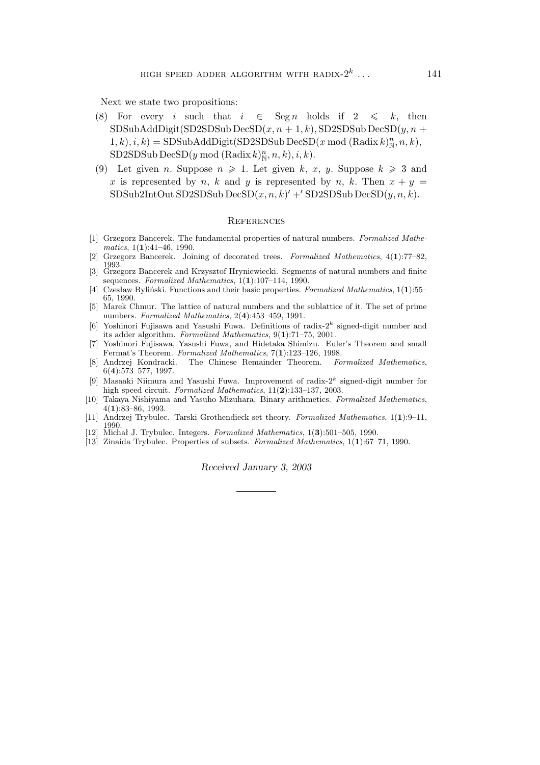Next we state two propositions:

(8) For every $i$ such that $i \in \operatorname{Seg} n$ holds if $2 \leqslant k$, then $\operatorname{SDSubAddDigit}(\operatorname{SD2SDSub}\operatorname{DecSD}(x, n+1, k), \operatorname{SD2SDSub}\operatorname{DecSD}(y, n+1, k), i, k) = \operatorname{SDSubAddDigit}(\operatorname{SD2SDSub}\operatorname{DecSD}(x \bmod (\operatorname{Radix} k)^n_{\mathbb{N}}, n, k), \operatorname{SD2SDSub}\operatorname{DecSD}(y \bmod (\operatorname{Radix} k)^n_{\mathbb{N}}, n, k), i, k)$.

(9) Let given $n$. Suppose $n \geqslant 1$. Let given $k$, $x$, $y$. Suppose $k \geqslant 3$ and $x$ is represented by $n$, $k$ and $y$ is represented by $n$, $k$. Then $x + y = \operatorname{SDSub2IntOut}\operatorname{SD2SDSub}\operatorname{DecSD}(x, n, k)' +' \operatorname{SD2SDSub}\operatorname{DecSD}(y, n, k)$.

## References

[1] Grzegorz Bancerek. The fundamental properties of natural numbers. *Formalized Mathematics*, 1(**1**):41–46, 1990.

[2] Grzegorz Bancerek. Joining of decorated trees. *Formalized Mathematics*, 4(**1**):77–82, 1993.

[3] Grzegorz Bancerek and Krzysztof Hryniewiecki. Segments of natural numbers and finite sequences. *Formalized Mathematics*, 1(**1**):107–114, 1990.

[4] Czesław Byliński. Functions and their basic properties. *Formalized Mathematics*, 1(**1**):55–65, 1990.

[5] Marek Chmur. The lattice of natural numbers and the sublattice of it. The set of prime numbers. *Formalized Mathematics*, 2(**4**):453–459, 1991.

[6] Yoshinori Fujisawa and Yasushi Fuwa. Definitions of radix-$2^k$ signed-digit number and its adder algorithm. *Formalized Mathematics*, 9(**1**):71–75, 2001.

[7] Yoshinori Fujisawa, Yasushi Fuwa, and Hidetaka Shimizu. Euler's Theorem and small Fermat's Theorem. *Formalized Mathematics*, 7(**1**):123–126, 1998.

[8] Andrzej Kondracki. The Chinese Remainder Theorem. *Formalized Mathematics*, 6(**4**):573–577, 1997.

[9] Masaaki Niimura and Yasushi Fuwa. Improvement of radix-$2^k$ signed-digit number for high speed circuit. *Formalized Mathematics*, 11(**2**):133–137, 2003.

[10] Takaya Nishiyama and Yasuho Mizuhara. Binary arithmetics. *Formalized Mathematics*, 4(**1**):83–86, 1993.

[11] Andrzej Trybulec. Tarski Grothendieck set theory. *Formalized Mathematics*, 1(**1**):9–11, 1990.

[12] Michał J. Trybulec. Integers. *Formalized Mathematics*, 1(**3**):501–505, 1990.

[13] Zinaida Trybulec. Properties of subsets. *Formalized Mathematics*, 1(**1**):67–71, 1990.

*Received January 3, 2003*